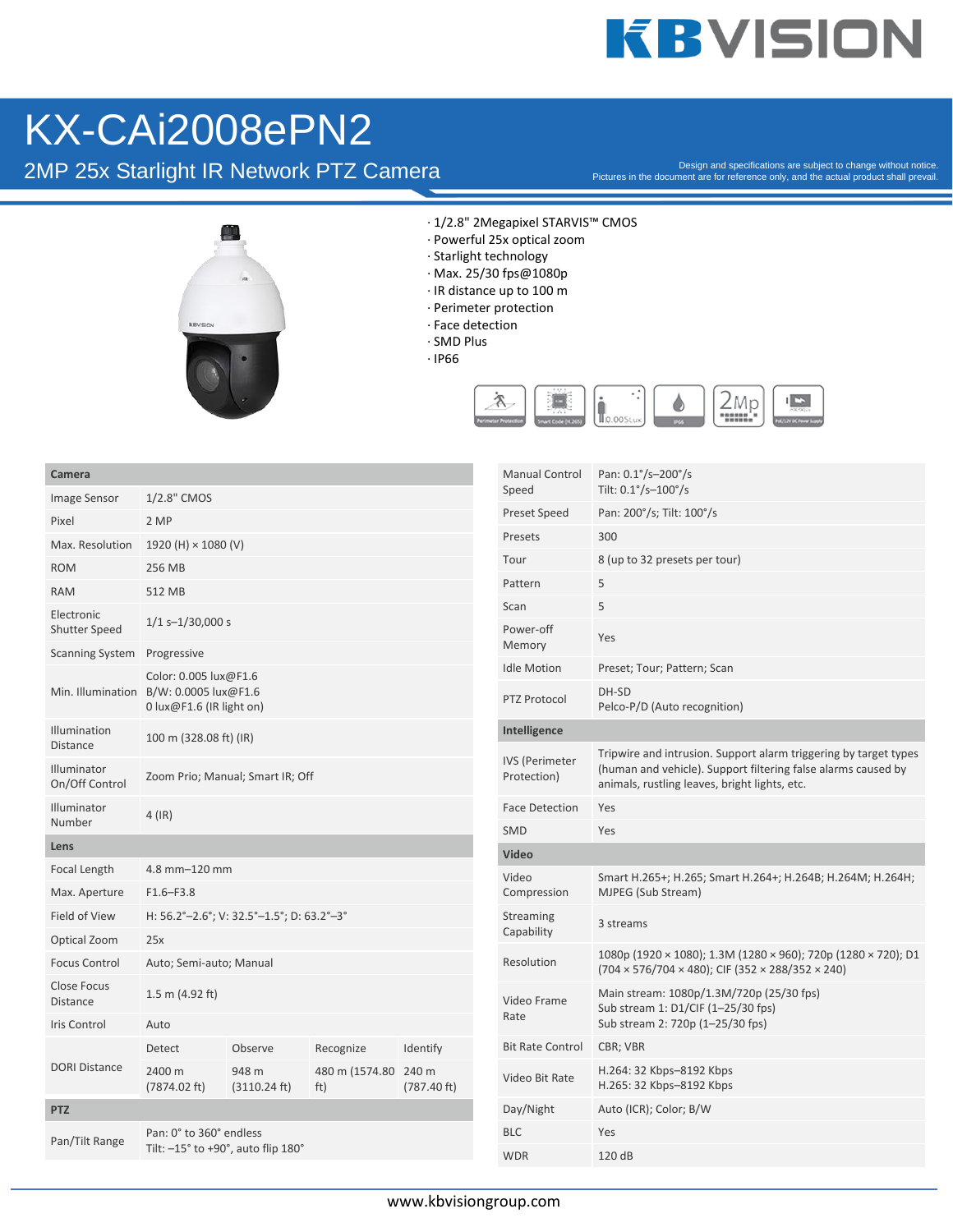# KX-CAi2008ePN2

## 2MP 25x Starlight IR Network PTZ Camera

Design and specifications are subject to change without notice.
Pictures in the document are for reference only, and the actual product shall prevail.

- 1/2.8" 2Megapixel STARVIS™ CMOS
- Powerful 25x optical zoom
- Starlight technology
- Max. 25/30 fps@1080p
- IR distance up to 100 m
- Perimeter protection
- Face detection
- SMD Plus
- IP66

| **Camera** | | | | |
|---|---|---|---|---|
| Image Sensor | 1/2.8" CMOS | | | |
| Pixel | 2 MP | | | |
| Max. Resolution | 1920 (H) × 1080 (V) | | | |
| ROM | 256 MB | | | |
| RAM | 512 MB | | | |
| Electronic Shutter Speed | 1/1 s–1/30,000 s | | | |
| Scanning System | Progressive | | | |
| Min. Illumination | Color: 0.005 lux@F1.6<br>B/W: 0.0005 lux@F1.6<br>0 lux@F1.6 (IR light on) | | | |
| Illumination Distance | 100 m (328.08 ft) (IR) | | | |
| Illuminator On/Off Control | Zoom Prio; Manual; Smart IR; Off | | | |
| Illuminator Number | 4 (IR) | | | |
| **Lens** | | | | |
| Focal Length | 4.8 mm–120 mm | | | |
| Max. Aperture | F1.6–F3.8 | | | |
| Field of View | H: 56.2°–2.6°; V: 32.5°–1.5°; D: 63.2°–3° | | | |
| Optical Zoom | 25x | | | |
| Focus Control | Auto; Semi-auto; Manual | | | |
| Close Focus Distance | 1.5 m (4.92 ft) | | | |
| Iris Control | Auto | | | |
| DORI Distance | Detect | Observe | Recognize | Identify |
| | 2400 m (7874.02 ft) | 948 m (3110.24 ft) | 480 m (1574.80 ft) | 240 m (787.40 ft) |
| **PTZ** | | | | |
| Pan/Tilt Range | Pan: 0° to 360° endless<br>Tilt: –15° to +90°, auto flip 180° | | | |

| | |
|---|---|
| Manual Control Speed | Pan: 0.1°/s–200°/s<br>Tilt: 0.1°/s–100°/s |
| Preset Speed | Pan: 200°/s; Tilt: 100°/s |
| Presets | 300 |
| Tour | 8 (up to 32 presets per tour) |
| Pattern | 5 |
| Scan | 5 |
| Power-off Memory | Yes |
| Idle Motion | Preset; Tour; Pattern; Scan |
| PTZ Protocol | DH-SD<br>Pelco-P/D (Auto recognition) |
| **Intelligence** | |
| IVS (Perimeter Protection) | Tripwire and intrusion. Support alarm triggering by target types (human and vehicle). Support filtering false alarms caused by animals, rustling leaves, bright lights, etc. |
| Face Detection | Yes |
| SMD | Yes |
| **Video** | |
| Video Compression | Smart H.265+; H.265; Smart H.264+; H.264B; H.264M; H.264H; MJPEG (Sub Stream) |
| Streaming Capability | 3 streams |
| Resolution | 1080p (1920 × 1080); 1.3M (1280 × 960); 720p (1280 × 720); D1 (704 × 576/704 × 480); CIF (352 × 288/352 × 240) |
| Video Frame Rate | Main stream: 1080p/1.3M/720p (25/30 fps)<br>Sub stream 1: D1/CIF (1–25/30 fps)<br>Sub stream 2: 720p (1–25/30 fps) |
| Bit Rate Control | CBR; VBR |
| Video Bit Rate | H.264: 32 Kbps–8192 Kbps<br>H.265: 32 Kbps–8192 Kbps |
| Day/Night | Auto (ICR); Color; B/W |
| BLC | Yes |
| WDR | 120 dB |

www.kbvisiongroup.com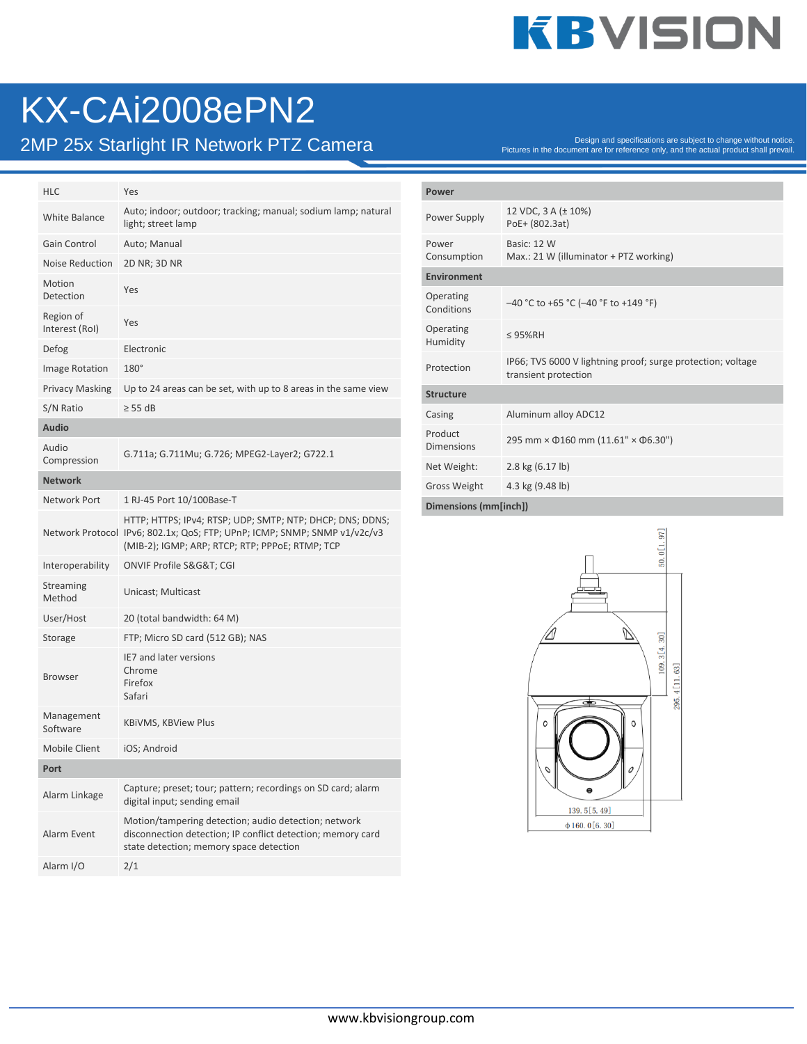# KX-CAi2008ePN2

## 2MP 25x Starlight IR Network PTZ Camera

Design and specifications are subject to change without notice.
Pictures in the document are for reference only, and the actual product shall prevail.

| | |
|---|---|
| HLC | Yes |
| White Balance | Auto; indoor; outdoor; tracking; manual; sodium lamp; natural light; street lamp |
| Gain Control | Auto; Manual |
| Noise Reduction | 2D NR; 3D NR |
| Motion Detection | Yes |
| Region of Interest (RoI) | Yes |
| Defog | Electronic |
| Image Rotation | 180° |
| Privacy Masking | Up to 24 areas can be set, with up to 8 areas in the same view |
| S/N Ratio | ≥ 55 dB |
| **Audio** | |
| Audio Compression | G.711a; G.711Mu; G.726; MPEG2-Layer2; G722.1 |
| **Network** | |
| Network Port | 1 RJ-45 Port 10/100Base-T |
| Network Protocol | HTTP; HTTPS; IPv4; RTSP; UDP; SMTP; NTP; DHCP; DNS; DDNS; IPv6; 802.1x; QoS; FTP; UPnP; ICMP; SNMP; SNMP v1/v2c/v3 (MIB-2); IGMP; ARP; RTCP; RTP; PPPoE; RTMP; TCP |
| Interoperability | ONVIF Profile S&G&T; CGI |
| Streaming Method | Unicast; Multicast |
| User/Host | 20 (total bandwidth: 64 M) |
| Storage | FTP; Micro SD card (512 GB); NAS |
| Browser | IE7 and later versions<br>Chrome<br>Firefox<br>Safari |
| Management Software | KBiVMS, KBView Plus |
| Mobile Client | iOS; Android |
| **Port** | |
| Alarm Linkage | Capture; preset; tour; pattern; recordings on SD card; alarm digital input; sending email |
| Alarm Event | Motion/tampering detection; audio detection; network disconnection detection; IP conflict detection; memory card state detection; memory space detection |
| Alarm I/O | 2/1 |

| | |
|---|---|
| **Power** | |
| Power Supply | 12 VDC, 3 A (± 10%)<br>PoE+ (802.3at) |
| Power Consumption | Basic: 12 W<br>Max.: 21 W (illuminator + PTZ working) |
| **Environment** | |
| Operating Conditions | –40 °C to +65 °C (–40 °F to +149 °F) |
| Operating Humidity | ≤ 95%RH |
| Protection | IP66; TVS 6000 V lightning proof; surge protection; voltage transient protection |
| **Structure** | |
| Casing | Aluminum alloy ADC12 |
| Product Dimensions | 295 mm × Φ160 mm (11.61" × Φ6.30") |
| Net Weight: | 2.8 kg (6.17 lb) |
| Gross Weight | 4.3 kg (9.48 lb) |
| **Dimensions (mm[inch])** | |

50.0[1.97]
109.3[4.30]
295.4[11.63]
139.5[5.49]
Φ160.0[6.30]

www.kbvisiongroup.com